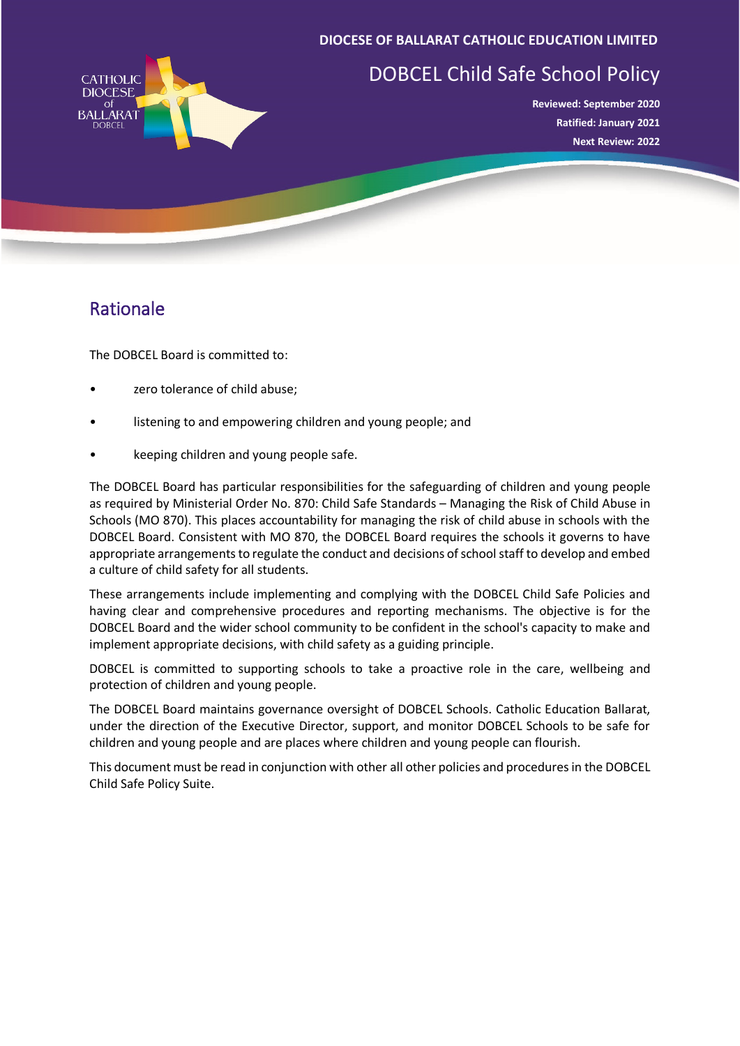DIOCESE OF BALLARAT CATHOLIC EDUCATION LIMITED

# DOBCEL Child Safe School Policy

**Reviewed: September 2020**
**Ratified: January 2021**
**Next Review: 2022**

## Rationale

The DOBCEL Board is committed to:

- zero tolerance of child abuse;
- listening to and empowering children and young people; and
- keeping children and young people safe.

The DOBCEL Board has particular responsibilities for the safeguarding of children and young people as required by Ministerial Order No. 870: Child Safe Standards – Managing the Risk of Child Abuse in Schools (MO 870). This places accountability for managing the risk of child abuse in schools with the DOBCEL Board. Consistent with MO 870, the DOBCEL Board requires the schools it governs to have appropriate arrangements to regulate the conduct and decisions of school staff to develop and embed a culture of child safety for all students.

These arrangements include implementing and complying with the DOBCEL Child Safe Policies and having clear and comprehensive procedures and reporting mechanisms. The objective is for the DOBCEL Board and the wider school community to be confident in the school's capacity to make and implement appropriate decisions, with child safety as a guiding principle.

DOBCEL is committed to supporting schools to take a proactive role in the care, wellbeing and protection of children and young people.

The DOBCEL Board maintains governance oversight of DOBCEL Schools. Catholic Education Ballarat, under the direction of the Executive Director, support, and monitor DOBCEL Schools to be safe for children and young people and are places where children and young people can flourish.

This document must be read in conjunction with other all other policies and procedures in the DOBCEL Child Safe Policy Suite.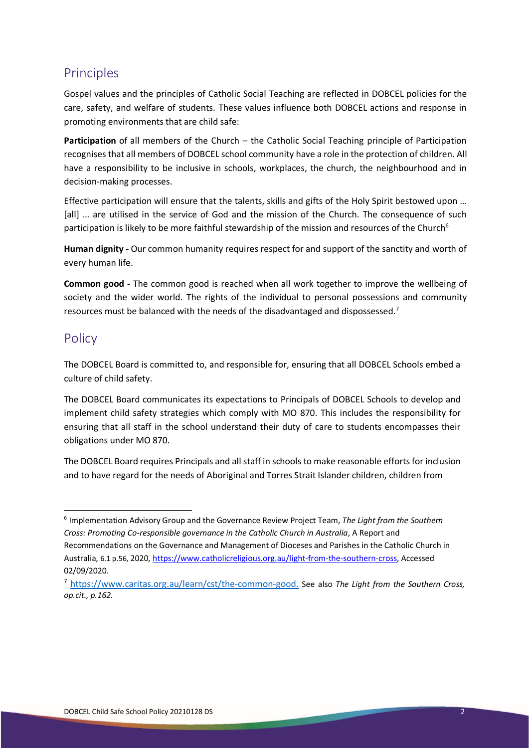## Principles

Gospel values and the principles of Catholic Social Teaching are reflected in DOBCEL policies for the care, safety, and welfare of students. These values influence both DOBCEL actions and response in promoting environments that are child safe:

**Participation** of all members of the Church – the Catholic Social Teaching principle of Participation recognises that all members of DOBCEL school community have a role in the protection of children. All have a responsibility to be inclusive in schools, workplaces, the church, the neighbourhood and in decision-making processes.

Effective participation will ensure that the talents, skills and gifts of the Holy Spirit bestowed upon … [all] … are utilised in the service of God and the mission of the Church. The consequence of such participation is likely to be more faithful stewardship of the mission and resources of the Church[6]

**Human dignity -** Our common humanity requires respect for and support of the sanctity and worth of every human life.

**Common good -** The common good is reached when all work together to improve the wellbeing of society and the wider world. The rights of the individual to personal possessions and community resources must be balanced with the needs of the disadvantaged and dispossessed.[7]

## Policy

The DOBCEL Board is committed to, and responsible for, ensuring that all DOBCEL Schools embed a culture of child safety.

The DOBCEL Board communicates its expectations to Principals of DOBCEL Schools to develop and implement child safety strategies which comply with MO 870. This includes the responsibility for ensuring that all staff in the school understand their duty of care to students encompasses their obligations under MO 870.

The DOBCEL Board requires Principals and all staff in schools to make reasonable efforts for inclusion and to have regard for the needs of Aboriginal and Torres Strait Islander children, children from

---

[6] Implementation Advisory Group and the Governance Review Project Team, *The Light from the Southern Cross: Promoting Co-responsible governance in the Catholic Church in Australia*, A Report and Recommendations on the Governance and Management of Dioceses and Parishes in the Catholic Church in Australia, 6.1 p.56, 2020, https://www.catholicreligious.org.au/light-from-the-southern-cross, Accessed 02/09/2020.

[7] https://www.caritas.org.au/learn/cst/the-common-good. See also *The Light from the Southern Cross, op.cit., p.162.*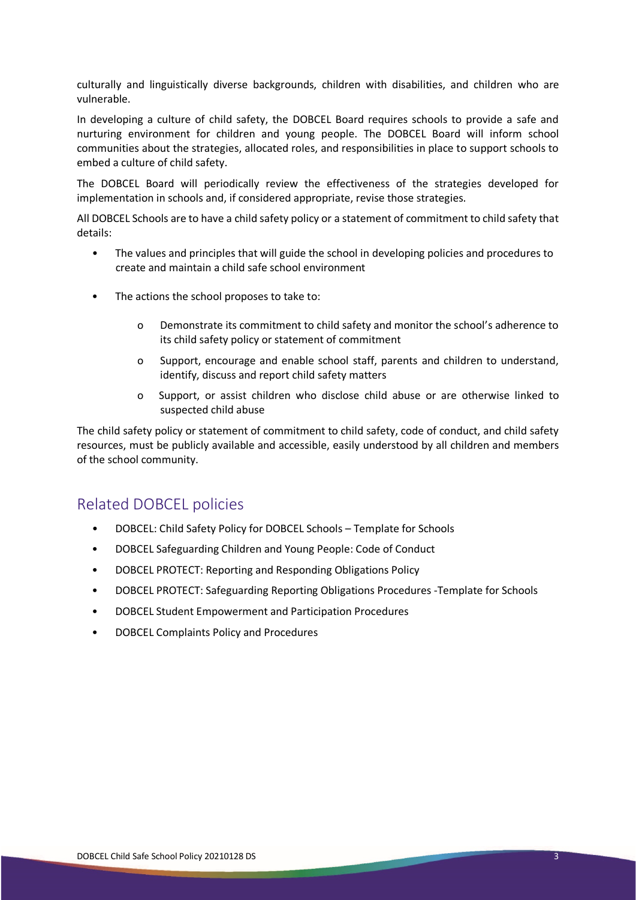culturally and linguistically diverse backgrounds, children with disabilities, and children who are vulnerable.

In developing a culture of child safety, the DOBCEL Board requires schools to provide a safe and nurturing environment for children and young people. The DOBCEL Board will inform school communities about the strategies, allocated roles, and responsibilities in place to support schools to embed a culture of child safety.

The DOBCEL Board will periodically review the effectiveness of the strategies developed for implementation in schools and, if considered appropriate, revise those strategies.

All DOBCEL Schools are to have a child safety policy or a statement of commitment to child safety that details:

- The values and principles that will guide the school in developing policies and procedures to create and maintain a child safe school environment
- The actions the school proposes to take to:
  - Demonstrate its commitment to child safety and monitor the school's adherence to its child safety policy or statement of commitment
  - Support, encourage and enable school staff, parents and children to understand, identify, discuss and report child safety matters
  - Support, or assist children who disclose child abuse or are otherwise linked to suspected child abuse

The child safety policy or statement of commitment to child safety, code of conduct, and child safety resources, must be publicly available and accessible, easily understood by all children and members of the school community.

## Related DOBCEL policies

- DOBCEL: Child Safety Policy for DOBCEL Schools – Template for Schools
- DOBCEL Safeguarding Children and Young People: Code of Conduct
- DOBCEL PROTECT: Reporting and Responding Obligations Policy
- DOBCEL PROTECT: Safeguarding Reporting Obligations Procedures -Template for Schools
- DOBCEL Student Empowerment and Participation Procedures
- DOBCEL Complaints Policy and Procedures